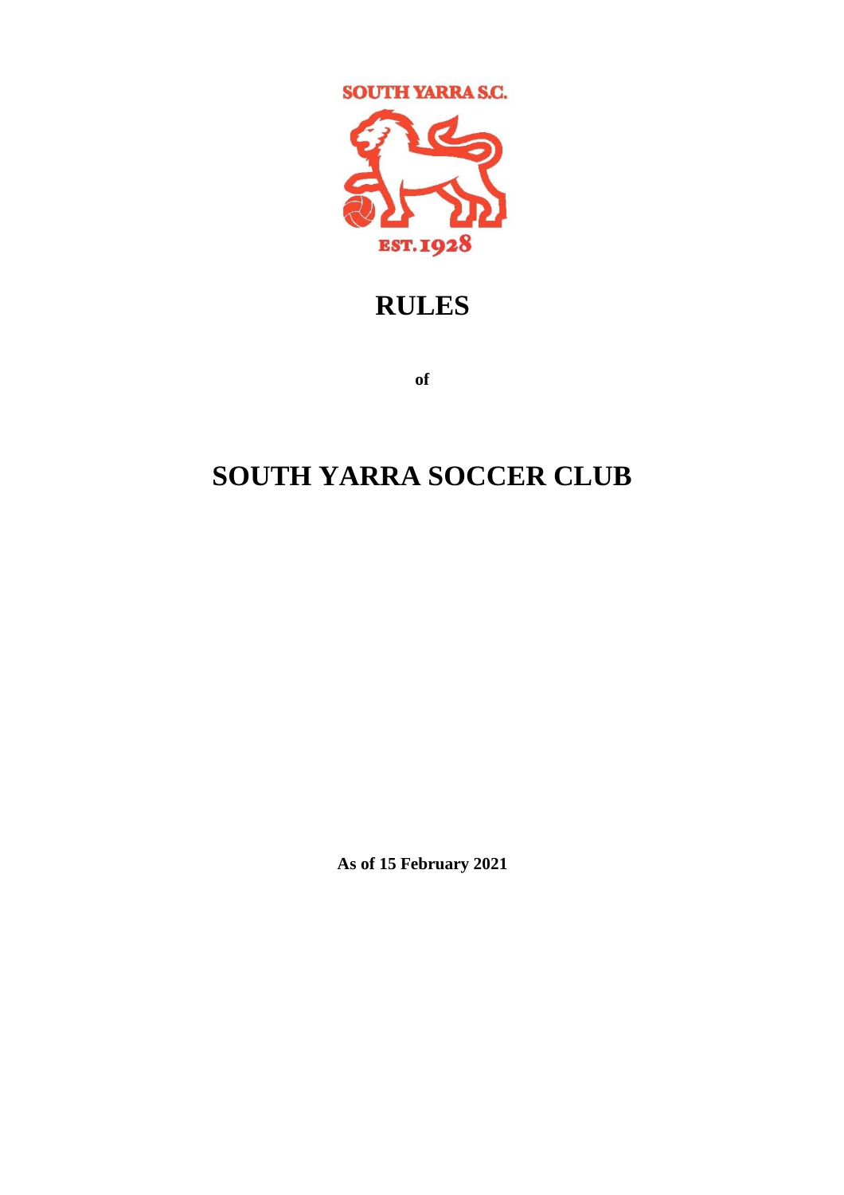# RULES

**of**

# SOUTH YARRA SOCCER CLUB

**As of 15 February 2021**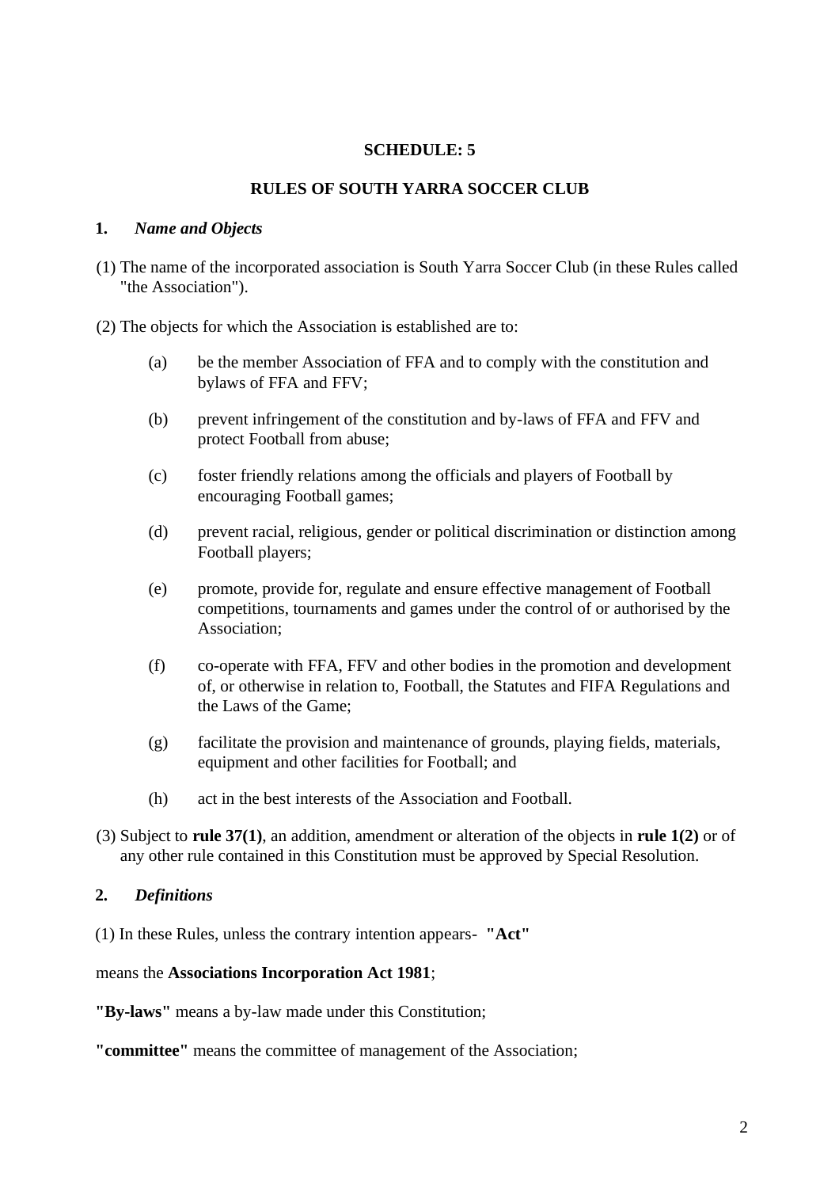**SCHEDULE: 5**

**RULES OF SOUTH YARRA SOCCER CLUB**

**1.** ***Name and Objects***

(1) The name of the incorporated association is South Yarra Soccer Club (in these Rules called "the Association").

(2) The objects for which the Association is established are to:

(a) be the member Association of FFA and to comply with the constitution and bylaws of FFA and FFV;

(b) prevent infringement of the constitution and by-laws of FFA and FFV and protect Football from abuse;

(c) foster friendly relations among the officials and players of Football by encouraging Football games;

(d) prevent racial, religious, gender or political discrimination or distinction among Football players;

(e) promote, provide for, regulate and ensure effective management of Football competitions, tournaments and games under the control of or authorised by the Association;

(f) co-operate with FFA, FFV and other bodies in the promotion and development of, or otherwise in relation to, Football, the Statutes and FIFA Regulations and the Laws of the Game;

(g) facilitate the provision and maintenance of grounds, playing fields, materials, equipment and other facilities for Football; and

(h) act in the best interests of the Association and Football.

(3) Subject to **rule 37(1)**, an addition, amendment or alteration of the objects in **rule 1(2)** or of any other rule contained in this Constitution must be approved by Special Resolution.

**2.** ***Definitions***

(1) In these Rules, unless the contrary intention appears- **"Act"**

means the **Associations Incorporation Act 1981**;

**"By-laws"** means a by-law made under this Constitution;

**"committee"** means the committee of management of the Association;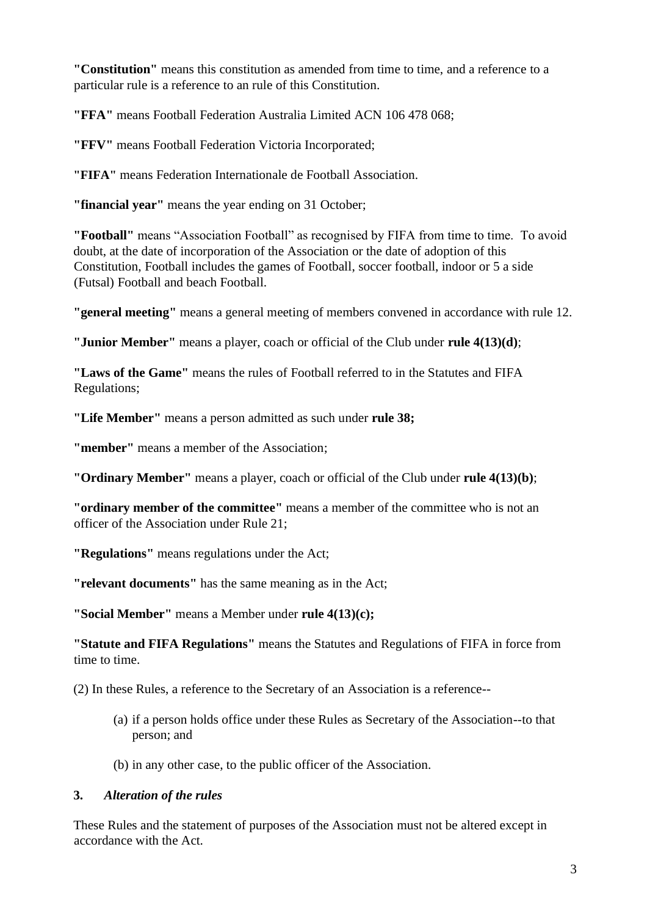**"Constitution"** means this constitution as amended from time to time, and a reference to a particular rule is a reference to an rule of this Constitution.

**"FFA"** means Football Federation Australia Limited ACN 106 478 068;

**"FFV"** means Football Federation Victoria Incorporated;

**"FIFA"** means Federation Internationale de Football Association.

**"financial year"** means the year ending on 31 October;

**"Football"** means "Association Football" as recognised by FIFA from time to time. To avoid doubt, at the date of incorporation of the Association or the date of adoption of this Constitution, Football includes the games of Football, soccer football, indoor or 5 a side (Futsal) Football and beach Football.

**"general meeting"** means a general meeting of members convened in accordance with rule 12.

**"Junior Member"** means a player, coach or official of the Club under **rule 4(13)(d)**;

**"Laws of the Game"** means the rules of Football referred to in the Statutes and FIFA Regulations;

**"Life Member"** means a person admitted as such under **rule 38;**

**"member"** means a member of the Association;

**"Ordinary Member"** means a player, coach or official of the Club under **rule 4(13)(b)**;

**"ordinary member of the committee"** means a member of the committee who is not an officer of the Association under Rule 21;

**"Regulations"** means regulations under the Act;

**"relevant documents"** has the same meaning as in the Act;

**"Social Member"** means a Member under **rule 4(13)(c);**

**"Statute and FIFA Regulations"** means the Statutes and Regulations of FIFA in force from time to time.

(2) In these Rules, a reference to the Secretary of an Association is a reference--

(a) if a person holds office under these Rules as Secretary of the Association--to that person; and

(b) in any other case, to the public officer of the Association.

### 3. *Alteration of the rules*

These Rules and the statement of purposes of the Association must not be altered except in accordance with the Act.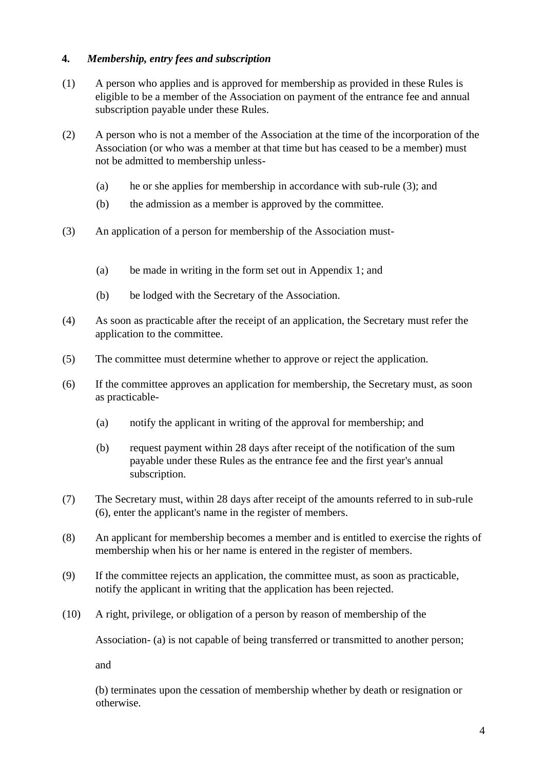**4.** ***Membership, entry fees and subscription***

(1) A person who applies and is approved for membership as provided in these Rules is eligible to be a member of the Association on payment of the entrance fee and annual subscription payable under these Rules.

(2) A person who is not a member of the Association at the time of the incorporation of the Association (or who was a member at that time but has ceased to be a member) must not be admitted to membership unless-

- (a) he or she applies for membership in accordance with sub-rule (3); and
- (b) the admission as a member is approved by the committee.

(3) An application of a person for membership of the Association must-

- (a) be made in writing in the form set out in Appendix 1; and
- (b) be lodged with the Secretary of the Association.

(4) As soon as practicable after the receipt of an application, the Secretary must refer the application to the committee.

(5) The committee must determine whether to approve or reject the application.

(6) If the committee approves an application for membership, the Secretary must, as soon as practicable-

- (a) notify the applicant in writing of the approval for membership; and
- (b) request payment within 28 days after receipt of the notification of the sum payable under these Rules as the entrance fee and the first year's annual subscription.

(7) The Secretary must, within 28 days after receipt of the amounts referred to in sub-rule (6), enter the applicant's name in the register of members.

(8) An applicant for membership becomes a member and is entitled to exercise the rights of membership when his or her name is entered in the register of members.

(9) If the committee rejects an application, the committee must, as soon as practicable, notify the applicant in writing that the application has been rejected.

(10) A right, privilege, or obligation of a person by reason of membership of the

Association- (a) is not capable of being transferred or transmitted to another person;

and

(b) terminates upon the cessation of membership whether by death or resignation or otherwise.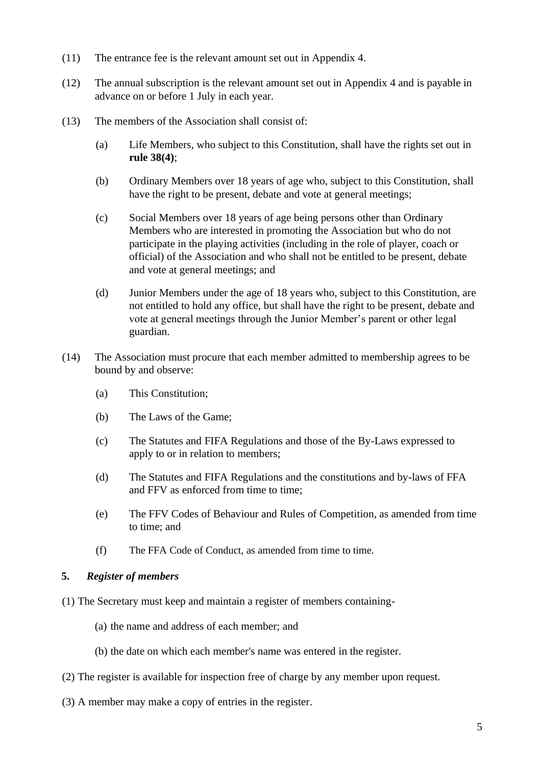(11) The entrance fee is the relevant amount set out in Appendix 4.

(12) The annual subscription is the relevant amount set out in Appendix 4 and is payable in advance on or before 1 July in each year.

(13) The members of the Association shall consist of:

- (a) Life Members, who subject to this Constitution, shall have the rights set out in **rule 38(4)**;
- (b) Ordinary Members over 18 years of age who, subject to this Constitution, shall have the right to be present, debate and vote at general meetings;
- (c) Social Members over 18 years of age being persons other than Ordinary Members who are interested in promoting the Association but who do not participate in the playing activities (including in the role of player, coach or official) of the Association and who shall not be entitled to be present, debate and vote at general meetings; and
- (d) Junior Members under the age of 18 years who, subject to this Constitution, are not entitled to hold any office, but shall have the right to be present, debate and vote at general meetings through the Junior Member's parent or other legal guardian.

(14) The Association must procure that each member admitted to membership agrees to be bound by and observe:

- (a) This Constitution;
- (b) The Laws of the Game;
- (c) The Statutes and FIFA Regulations and those of the By-Laws expressed to apply to or in relation to members;
- (d) The Statutes and FIFA Regulations and the constitutions and by-laws of FFA and FFV as enforced from time to time;
- (e) The FFV Codes of Behaviour and Rules of Competition, as amended from time to time; and
- (f) The FFA Code of Conduct, as amended from time to time.

**5.** ***Register of members***

(1) The Secretary must keep and maintain a register of members containing-

- (a) the name and address of each member; and
- (b) the date on which each member's name was entered in the register.

(2) The register is available for inspection free of charge by any member upon request.

(3) A member may make a copy of entries in the register.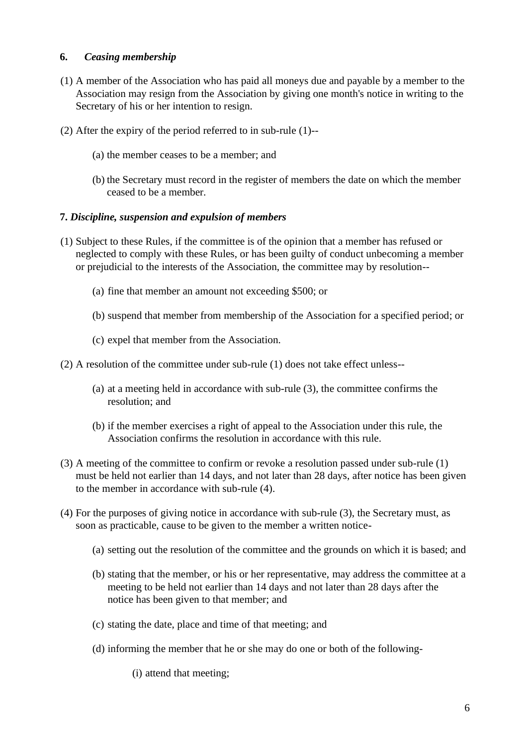**6.** ***Ceasing membership***

(1) A member of the Association who has paid all moneys due and payable by a member to the Association may resign from the Association by giving one month's notice in writing to the Secretary of his or her intention to resign.

(2) After the expiry of the period referred to in sub-rule (1)--

(a) the member ceases to be a member; and

(b) the Secretary must record in the register of members the date on which the member ceased to be a member.

**7.** ***Discipline, suspension and expulsion of members***

(1) Subject to these Rules, if the committee is of the opinion that a member has refused or neglected to comply with these Rules, or has been guilty of conduct unbecoming a member or prejudicial to the interests of the Association, the committee may by resolution--

(a) fine that member an amount not exceeding $500; or

(b) suspend that member from membership of the Association for a specified period; or

(c) expel that member from the Association.

(2) A resolution of the committee under sub-rule (1) does not take effect unless--

(a) at a meeting held in accordance with sub-rule (3), the committee confirms the resolution; and

(b) if the member exercises a right of appeal to the Association under this rule, the Association confirms the resolution in accordance with this rule.

(3) A meeting of the committee to confirm or revoke a resolution passed under sub-rule (1) must be held not earlier than 14 days, and not later than 28 days, after notice has been given to the member in accordance with sub-rule (4).

(4) For the purposes of giving notice in accordance with sub-rule (3), the Secretary must, as soon as practicable, cause to be given to the member a written notice-

(a) setting out the resolution of the committee and the grounds on which it is based; and

(b) stating that the member, or his or her representative, may address the committee at a meeting to be held not earlier than 14 days and not later than 28 days after the notice has been given to that member; and

(c) stating the date, place and time of that meeting; and

(d) informing the member that he or she may do one or both of the following-

(i) attend that meeting;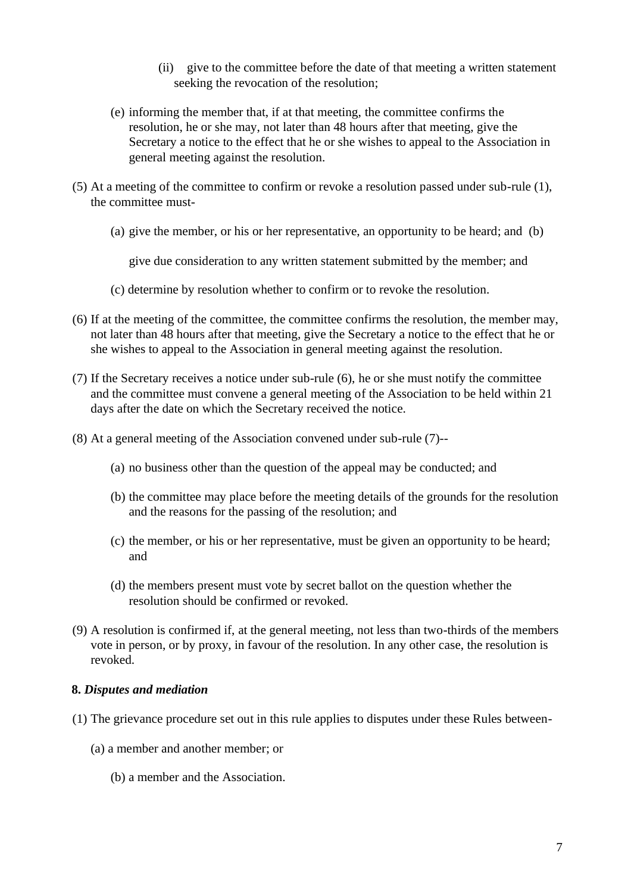(ii) give to the committee before the date of that meeting a written statement seeking the revocation of the resolution;

(e) informing the member that, if at that meeting, the committee confirms the resolution, he or she may, not later than 48 hours after that meeting, give the Secretary a notice to the effect that he or she wishes to appeal to the Association in general meeting against the resolution.

(5) At a meeting of the committee to confirm or revoke a resolution passed under sub-rule (1), the committee must-

(a) give the member, or his or her representative, an opportunity to be heard; and (b)

give due consideration to any written statement submitted by the member; and

(c) determine by resolution whether to confirm or to revoke the resolution.

(6) If at the meeting of the committee, the committee confirms the resolution, the member may, not later than 48 hours after that meeting, give the Secretary a notice to the effect that he or she wishes to appeal to the Association in general meeting against the resolution.

(7) If the Secretary receives a notice under sub-rule (6), he or she must notify the committee and the committee must convene a general meeting of the Association to be held within 21 days after the date on which the Secretary received the notice.

(8) At a general meeting of the Association convened under sub-rule (7)--

(a) no business other than the question of the appeal may be conducted; and

(b) the committee may place before the meeting details of the grounds for the resolution and the reasons for the passing of the resolution; and

(c) the member, or his or her representative, must be given an opportunity to be heard; and

(d) the members present must vote by secret ballot on the question whether the resolution should be confirmed or revoked.

(9) A resolution is confirmed if, at the general meeting, not less than two-thirds of the members vote in person, or by proxy, in favour of the resolution. In any other case, the resolution is revoked.

**8. *Disputes and mediation***

(1) The grievance procedure set out in this rule applies to disputes under these Rules between-

(a) a member and another member; or

(b) a member and the Association.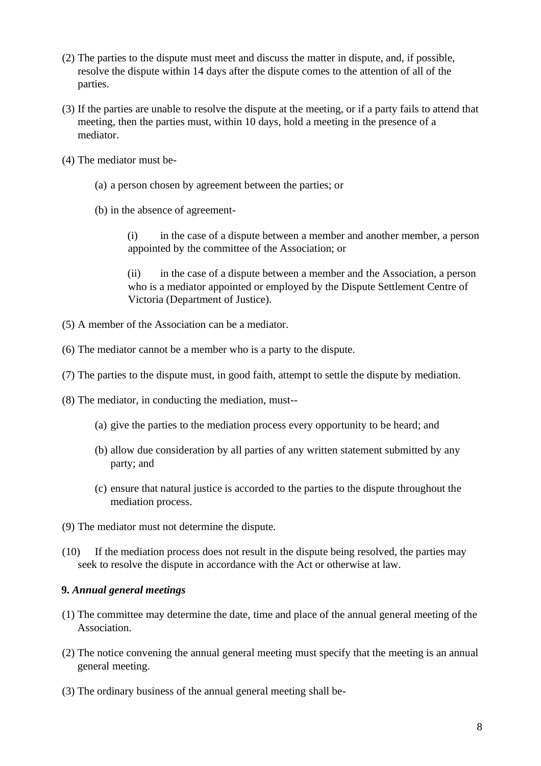(2) The parties to the dispute must meet and discuss the matter in dispute, and, if possible, resolve the dispute within 14 days after the dispute comes to the attention of all of the parties.

(3) If the parties are unable to resolve the dispute at the meeting, or if a party fails to attend that meeting, then the parties must, within 10 days, hold a meeting in the presence of a mediator.

(4) The mediator must be-

(a) a person chosen by agreement between the parties; or

(b) in the absence of agreement-

(i) in the case of a dispute between a member and another member, a person appointed by the committee of the Association; or

(ii) in the case of a dispute between a member and the Association, a person who is a mediator appointed or employed by the Dispute Settlement Centre of Victoria (Department of Justice).

(5) A member of the Association can be a mediator.

(6) The mediator cannot be a member who is a party to the dispute.

(7) The parties to the dispute must, in good faith, attempt to settle the dispute by mediation.

(8) The mediator, in conducting the mediation, must--

(a) give the parties to the mediation process every opportunity to be heard; and

(b) allow due consideration by all parties of any written statement submitted by any party; and

(c) ensure that natural justice is accorded to the parties to the dispute throughout the mediation process.

(9) The mediator must not determine the dispute.

(10) If the mediation process does not result in the dispute being resolved, the parties may seek to resolve the dispute in accordance with the Act or otherwise at law.

**9.** ***Annual general meetings***

(1) The committee may determine the date, time and place of the annual general meeting of the Association.

(2) The notice convening the annual general meeting must specify that the meeting is an annual general meeting.

(3) The ordinary business of the annual general meeting shall be-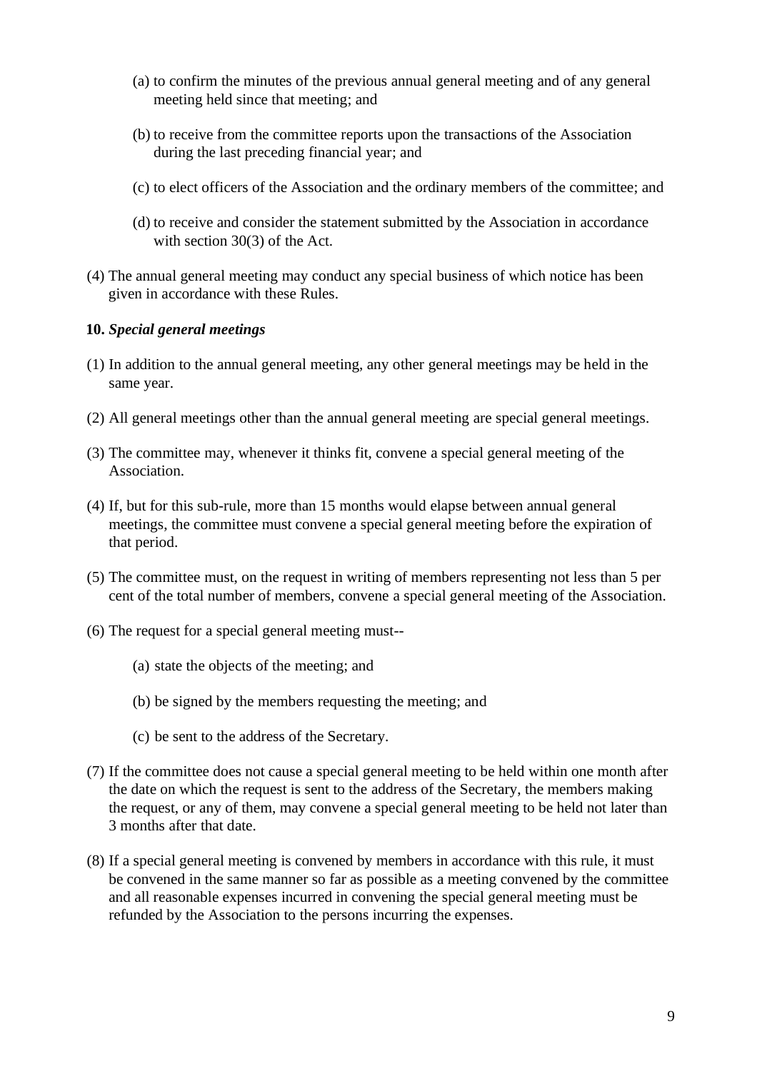(a) to confirm the minutes of the previous annual general meeting and of any general meeting held since that meeting; and

(b) to receive from the committee reports upon the transactions of the Association during the last preceding financial year; and

(c) to elect officers of the Association and the ordinary members of the committee; and

(d) to receive and consider the statement submitted by the Association in accordance with section 30(3) of the Act.

(4) The annual general meeting may conduct any special business of which notice has been given in accordance with these Rules.

**10.** ***Special general meetings***

(1) In addition to the annual general meeting, any other general meetings may be held in the same year.

(2) All general meetings other than the annual general meeting are special general meetings.

(3) The committee may, whenever it thinks fit, convene a special general meeting of the Association.

(4) If, but for this sub-rule, more than 15 months would elapse between annual general meetings, the committee must convene a special general meeting before the expiration of that period.

(5) The committee must, on the request in writing of members representing not less than 5 per cent of the total number of members, convene a special general meeting of the Association.

(6) The request for a special general meeting must--

(a) state the objects of the meeting; and

(b) be signed by the members requesting the meeting; and

(c) be sent to the address of the Secretary.

(7) If the committee does not cause a special general meeting to be held within one month after the date on which the request is sent to the address of the Secretary, the members making the request, or any of them, may convene a special general meeting to be held not later than 3 months after that date.

(8) If a special general meeting is convened by members in accordance with this rule, it must be convened in the same manner so far as possible as a meeting convened by the committee and all reasonable expenses incurred in convening the special general meeting must be refunded by the Association to the persons incurring the expenses.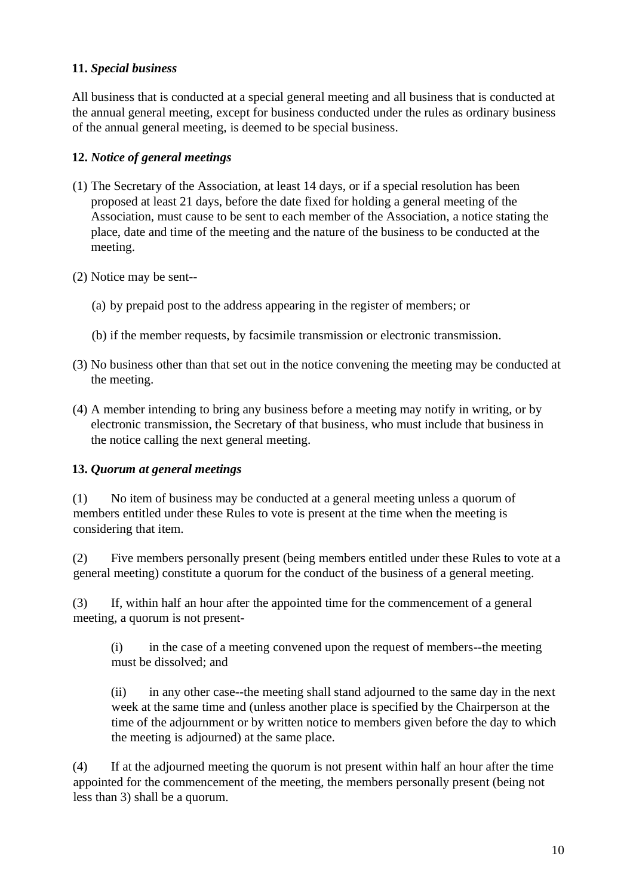**11.** ***Special business***

All business that is conducted at a special general meeting and all business that is conducted at the annual general meeting, except for business conducted under the rules as ordinary business of the annual general meeting, is deemed to be special business.

**12.** ***Notice of general meetings***

(1) The Secretary of the Association, at least 14 days, or if a special resolution has been proposed at least 21 days, before the date fixed for holding a general meeting of the Association, must cause to be sent to each member of the Association, a notice stating the place, date and time of the meeting and the nature of the business to be conducted at the meeting.

(2) Notice may be sent--

(a) by prepaid post to the address appearing in the register of members; or

(b) if the member requests, by facsimile transmission or electronic transmission.

(3) No business other than that set out in the notice convening the meeting may be conducted at the meeting.

(4) A member intending to bring any business before a meeting may notify in writing, or by electronic transmission, the Secretary of that business, who must include that business in the notice calling the next general meeting.

**13.** ***Quorum at general meetings***

(1) No item of business may be conducted at a general meeting unless a quorum of members entitled under these Rules to vote is present at the time when the meeting is considering that item.

(2) Five members personally present (being members entitled under these Rules to vote at a general meeting) constitute a quorum for the conduct of the business of a general meeting.

(3) If, within half an hour after the appointed time for the commencement of a general meeting, a quorum is not present-

(i) in the case of a meeting convened upon the request of members--the meeting must be dissolved; and

(ii) in any other case--the meeting shall stand adjourned to the same day in the next week at the same time and (unless another place is specified by the Chairperson at the time of the adjournment or by written notice to members given before the day to which the meeting is adjourned) at the same place.

(4) If at the adjourned meeting the quorum is not present within half an hour after the time appointed for the commencement of the meeting, the members personally present (being not less than 3) shall be a quorum.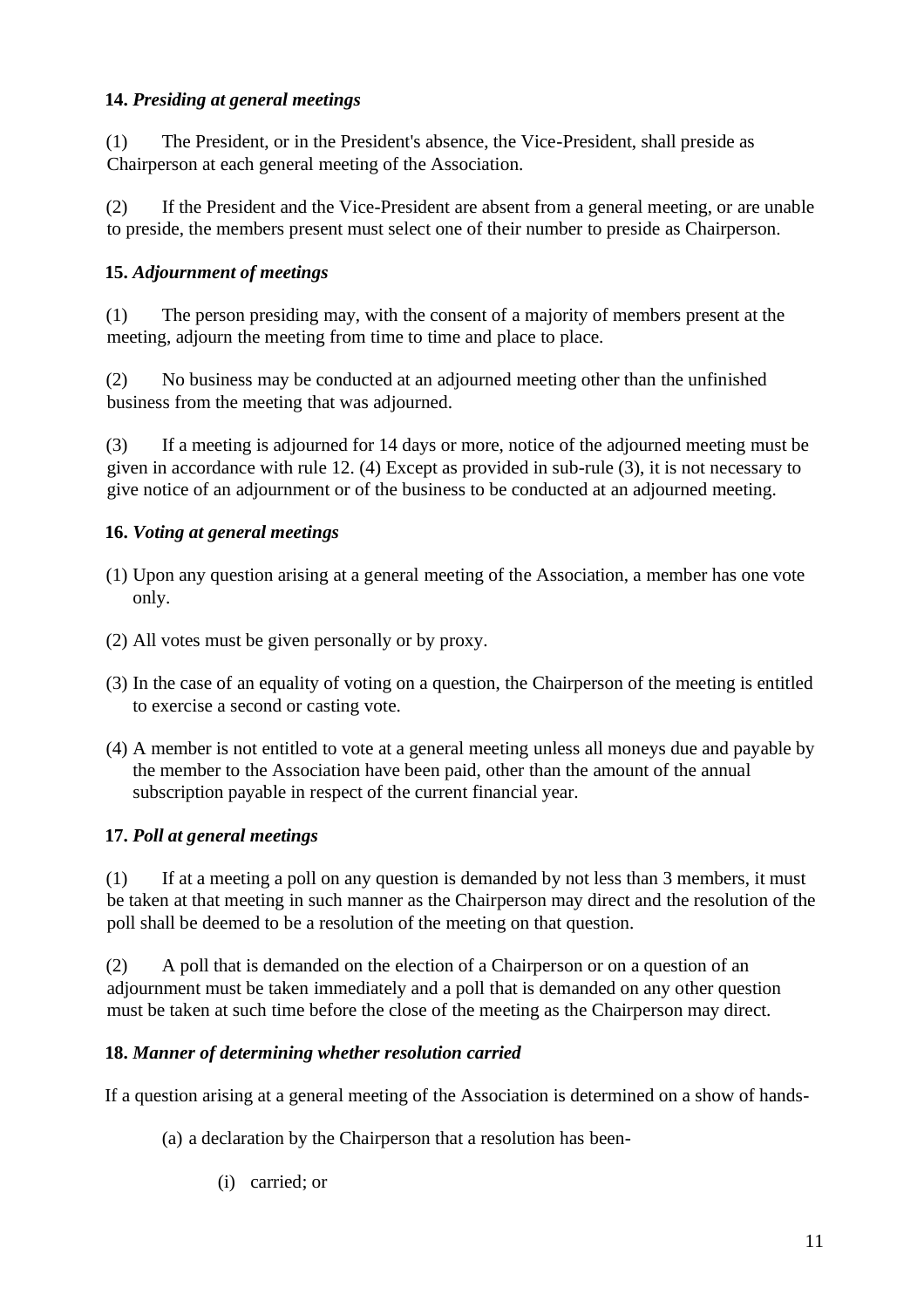**14.** ***Presiding at general meetings***

(1) The President, or in the President's absence, the Vice-President, shall preside as Chairperson at each general meeting of the Association.

(2) If the President and the Vice-President are absent from a general meeting, or are unable to preside, the members present must select one of their number to preside as Chairperson.

**15.** ***Adjournment of meetings***

(1) The person presiding may, with the consent of a majority of members present at the meeting, adjourn the meeting from time to time and place to place.

(2) No business may be conducted at an adjourned meeting other than the unfinished business from the meeting that was adjourned.

(3) If a meeting is adjourned for 14 days or more, notice of the adjourned meeting must be given in accordance with rule 12. (4) Except as provided in sub-rule (3), it is not necessary to give notice of an adjournment or of the business to be conducted at an adjourned meeting.

**16.** ***Voting at general meetings***

(1) Upon any question arising at a general meeting of the Association, a member has one vote only.

(2) All votes must be given personally or by proxy.

(3) In the case of an equality of voting on a question, the Chairperson of the meeting is entitled to exercise a second or casting vote.

(4) A member is not entitled to vote at a general meeting unless all moneys due and payable by the member to the Association have been paid, other than the amount of the annual subscription payable in respect of the current financial year.

**17.** ***Poll at general meetings***

(1) If at a meeting a poll on any question is demanded by not less than 3 members, it must be taken at that meeting in such manner as the Chairperson may direct and the resolution of the poll shall be deemed to be a resolution of the meeting on that question.

(2) A poll that is demanded on the election of a Chairperson or on a question of an adjournment must be taken immediately and a poll that is demanded on any other question must be taken at such time before the close of the meeting as the Chairperson may direct.

**18.** ***Manner of determining whether resolution carried***

If a question arising at a general meeting of the Association is determined on a show of hands-

(a) a declaration by the Chairperson that a resolution has been-

(i) carried; or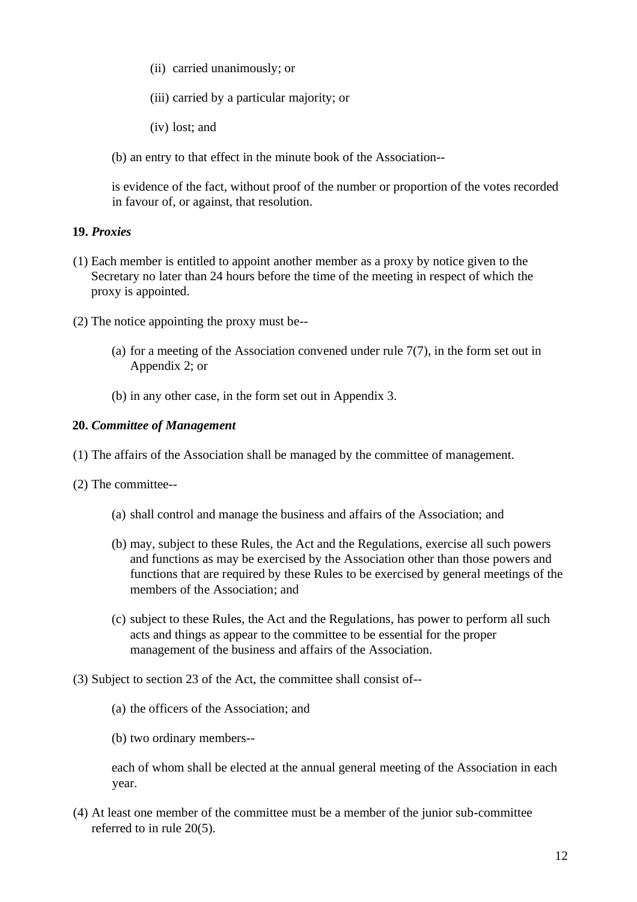(ii) carried unanimously; or

(iii) carried by a particular majority; or

(iv) lost; and

(b) an entry to that effect in the minute book of the Association--

is evidence of the fact, without proof of the number or proportion of the votes recorded in favour of, or against, that resolution.

**19.** ***Proxies***

(1) Each member is entitled to appoint another member as a proxy by notice given to the Secretary no later than 24 hours before the time of the meeting in respect of which the proxy is appointed.

(2) The notice appointing the proxy must be--

(a) for a meeting of the Association convened under rule 7(7), in the form set out in Appendix 2; or

(b) in any other case, in the form set out in Appendix 3.

**20.** ***Committee of Management***

(1) The affairs of the Association shall be managed by the committee of management.

(2) The committee--

(a) shall control and manage the business and affairs of the Association; and

(b) may, subject to these Rules, the Act and the Regulations, exercise all such powers and functions as may be exercised by the Association other than those powers and functions that are required by these Rules to be exercised by general meetings of the members of the Association; and

(c) subject to these Rules, the Act and the Regulations, has power to perform all such acts and things as appear to the committee to be essential for the proper management of the business and affairs of the Association.

(3) Subject to section 23 of the Act, the committee shall consist of--

(a) the officers of the Association; and

(b) two ordinary members--

each of whom shall be elected at the annual general meeting of the Association in each year.

(4) At least one member of the committee must be a member of the junior sub-committee referred to in rule 20(5).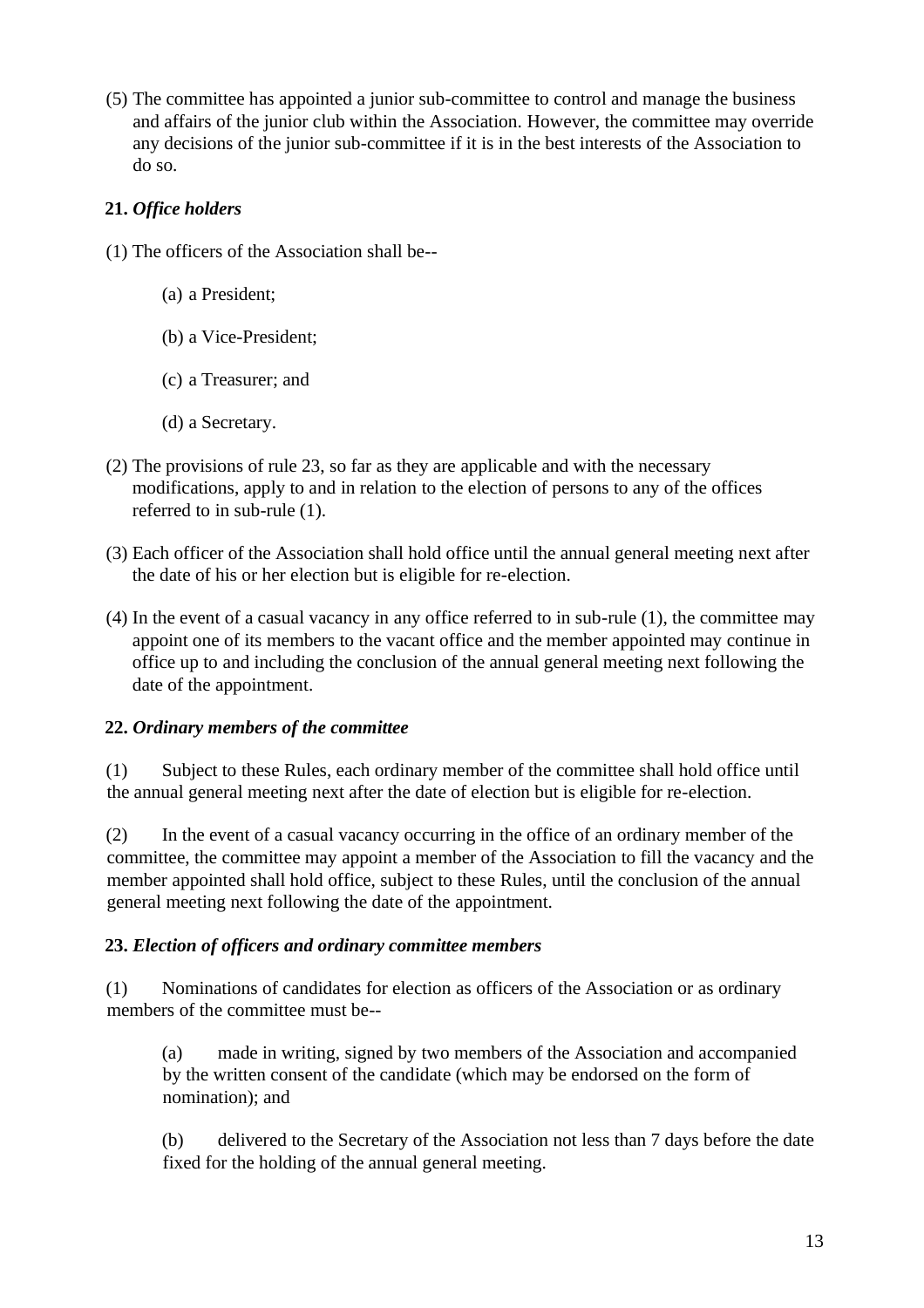(5) The committee has appointed a junior sub-committee to control and manage the business and affairs of the junior club within the Association. However, the committee may override any decisions of the junior sub-committee if it is in the best interests of the Association to do so.

**21.** ***Office holders***

(1) The officers of the Association shall be--

(a) a President;

(b) a Vice-President;

(c) a Treasurer; and

(d) a Secretary.

(2) The provisions of rule 23, so far as they are applicable and with the necessary modifications, apply to and in relation to the election of persons to any of the offices referred to in sub-rule (1).

(3) Each officer of the Association shall hold office until the annual general meeting next after the date of his or her election but is eligible for re-election.

(4) In the event of a casual vacancy in any office referred to in sub-rule (1), the committee may appoint one of its members to the vacant office and the member appointed may continue in office up to and including the conclusion of the annual general meeting next following the date of the appointment.

**22.** ***Ordinary members of the committee***

(1) Subject to these Rules, each ordinary member of the committee shall hold office until the annual general meeting next after the date of election but is eligible for re-election.

(2) In the event of a casual vacancy occurring in the office of an ordinary member of the committee, the committee may appoint a member of the Association to fill the vacancy and the member appointed shall hold office, subject to these Rules, until the conclusion of the annual general meeting next following the date of the appointment.

**23.** ***Election of officers and ordinary committee members***

(1) Nominations of candidates for election as officers of the Association or as ordinary members of the committee must be--

(a) made in writing, signed by two members of the Association and accompanied by the written consent of the candidate (which may be endorsed on the form of nomination); and

(b) delivered to the Secretary of the Association not less than 7 days before the date fixed for the holding of the annual general meeting.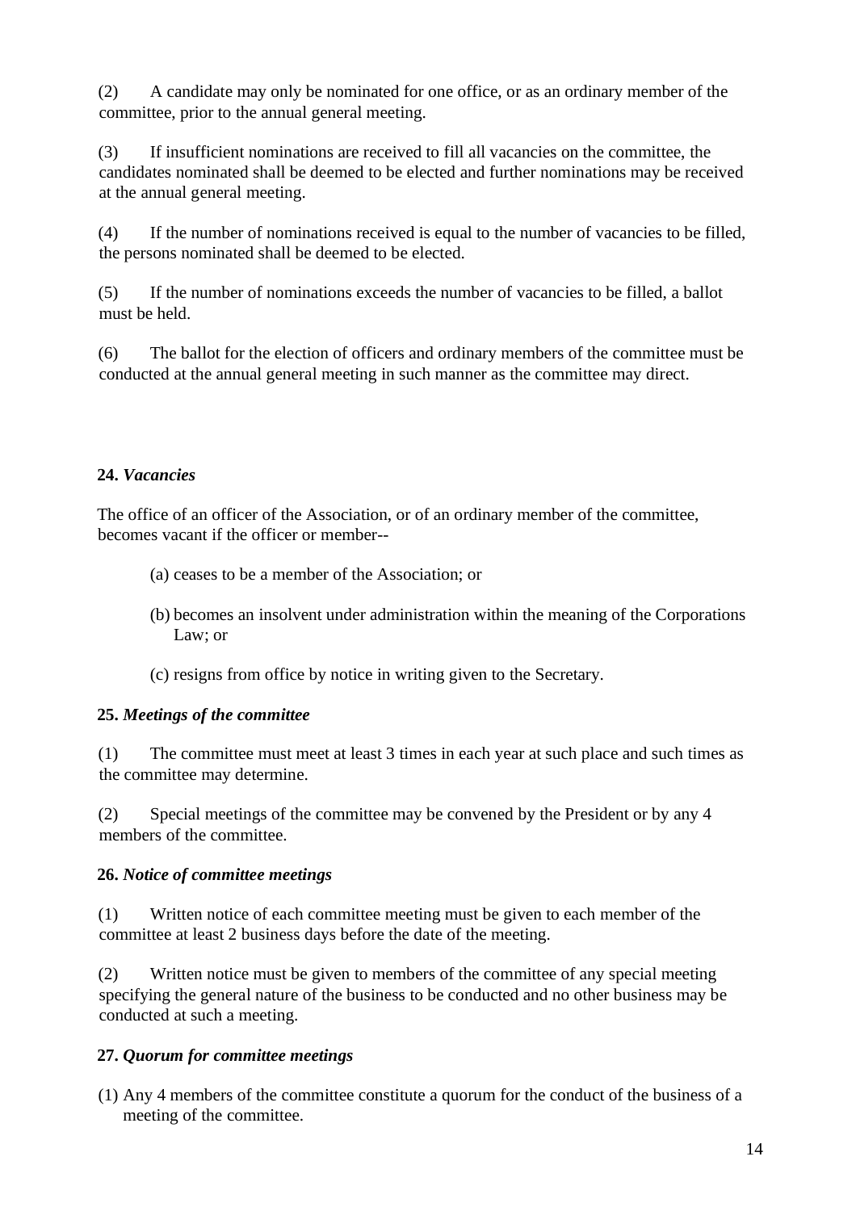(2) A candidate may only be nominated for one office, or as an ordinary member of the committee, prior to the annual general meeting.

(3) If insufficient nominations are received to fill all vacancies on the committee, the candidates nominated shall be deemed to be elected and further nominations may be received at the annual general meeting.

(4) If the number of nominations received is equal to the number of vacancies to be filled, the persons nominated shall be deemed to be elected.

(5) If the number of nominations exceeds the number of vacancies to be filled, a ballot must be held.

(6) The ballot for the election of officers and ordinary members of the committee must be conducted at the annual general meeting in such manner as the committee may direct.

**24.** ***Vacancies***

The office of an officer of the Association, or of an ordinary member of the committee, becomes vacant if the officer or member--

(a) ceases to be a member of the Association; or

(b) becomes an insolvent under administration within the meaning of the Corporations Law; or

(c) resigns from office by notice in writing given to the Secretary.

**25.** ***Meetings of the committee***

(1) The committee must meet at least 3 times in each year at such place and such times as the committee may determine.

(2) Special meetings of the committee may be convened by the President or by any 4 members of the committee.

**26.** ***Notice of committee meetings***

(1) Written notice of each committee meeting must be given to each member of the committee at least 2 business days before the date of the meeting.

(2) Written notice must be given to members of the committee of any special meeting specifying the general nature of the business to be conducted and no other business may be conducted at such a meeting.

**27.** ***Quorum for committee meetings***

(1) Any 4 members of the committee constitute a quorum for the conduct of the business of a meeting of the committee.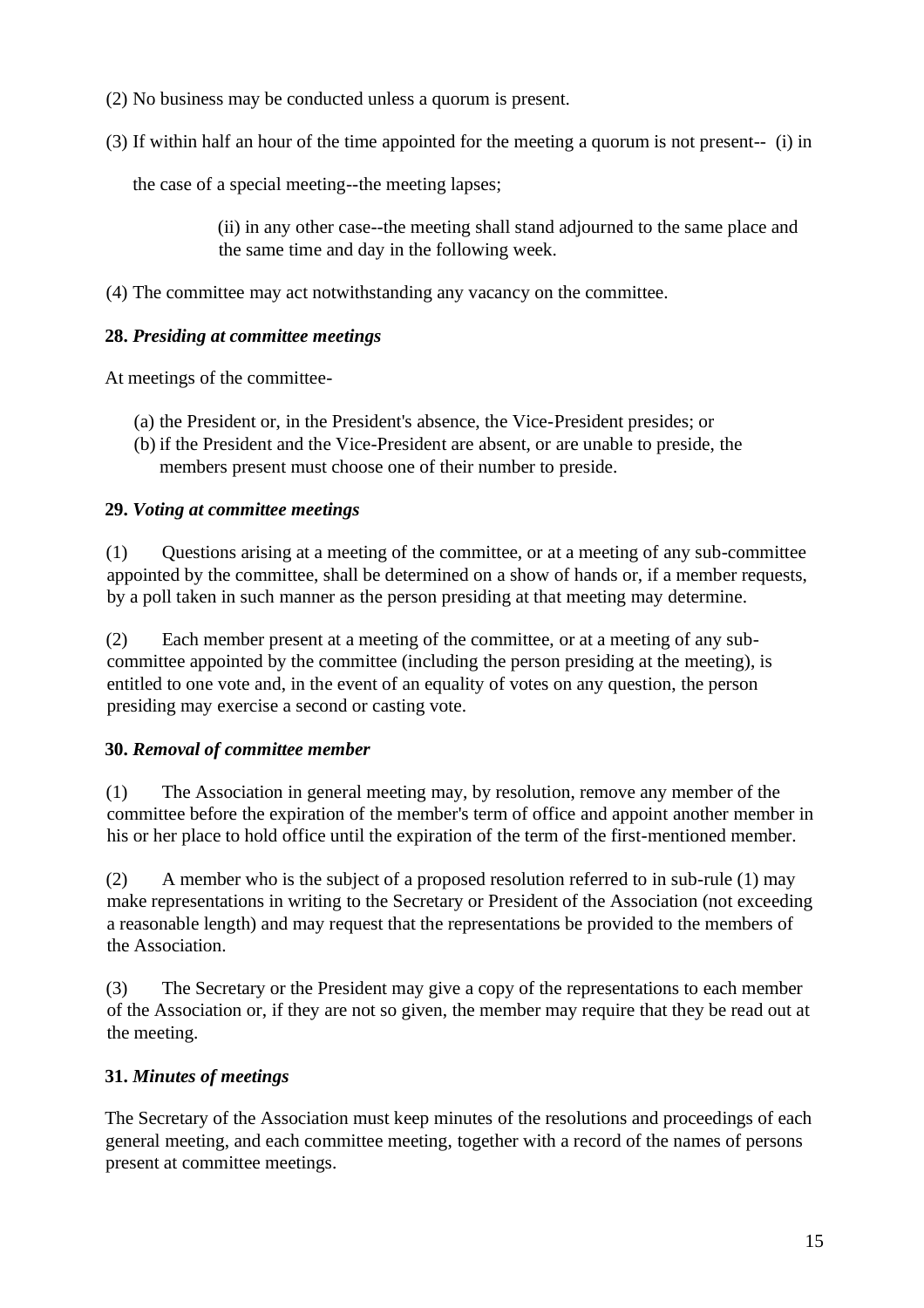(2) No business may be conducted unless a quorum is present.

(3) If within half an hour of the time appointed for the meeting a quorum is not present-- (i) in the case of a special meeting--the meeting lapses;

(ii) in any other case--the meeting shall stand adjourned to the same place and the same time and day in the following week.

(4) The committee may act notwithstanding any vacancy on the committee.

**28.** ***Presiding at committee meetings***

At meetings of the committee-

(a) the President or, in the President's absence, the Vice-President presides; or
(b) if the President and the Vice-President are absent, or are unable to preside, the members present must choose one of their number to preside.

**29.** ***Voting at committee meetings***

(1) Questions arising at a meeting of the committee, or at a meeting of any sub-committee appointed by the committee, shall be determined on a show of hands or, if a member requests, by a poll taken in such manner as the person presiding at that meeting may determine.

(2) Each member present at a meeting of the committee, or at a meeting of any sub-committee appointed by the committee (including the person presiding at the meeting), is entitled to one vote and, in the event of an equality of votes on any question, the person presiding may exercise a second or casting vote.

**30.** ***Removal of committee member***

(1) The Association in general meeting may, by resolution, remove any member of the committee before the expiration of the member's term of office and appoint another member in his or her place to hold office until the expiration of the term of the first-mentioned member.

(2) A member who is the subject of a proposed resolution referred to in sub-rule (1) may make representations in writing to the Secretary or President of the Association (not exceeding a reasonable length) and may request that the representations be provided to the members of the Association.

(3) The Secretary or the President may give a copy of the representations to each member of the Association or, if they are not so given, the member may require that they be read out at the meeting.

**31.** ***Minutes of meetings***

The Secretary of the Association must keep minutes of the resolutions and proceedings of each general meeting, and each committee meeting, together with a record of the names of persons present at committee meetings.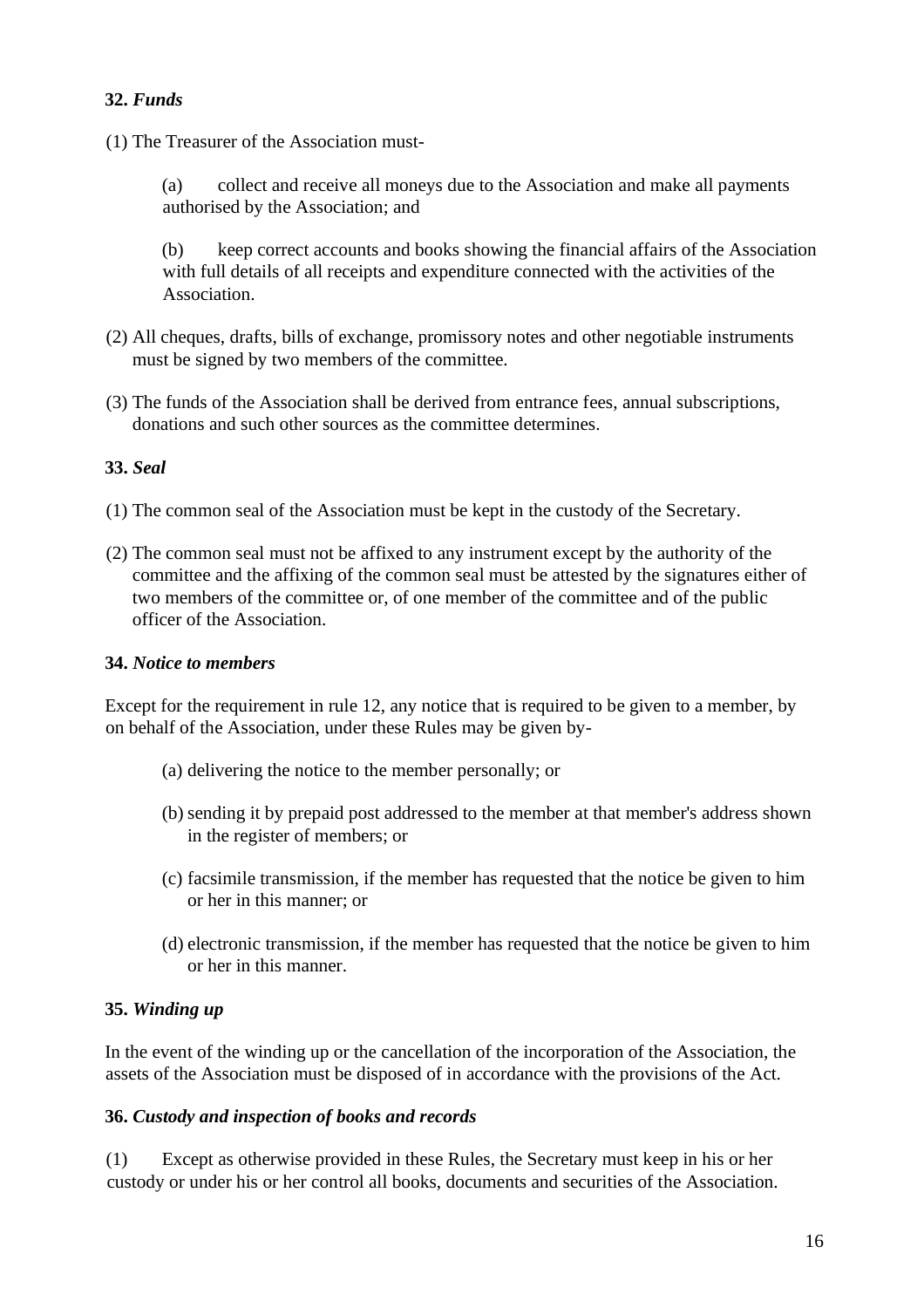**32.** ***Funds***

(1) The Treasurer of the Association must-

(a) collect and receive all moneys due to the Association and make all payments authorised by the Association; and

(b) keep correct accounts and books showing the financial affairs of the Association with full details of all receipts and expenditure connected with the activities of the Association.

(2) All cheques, drafts, bills of exchange, promissory notes and other negotiable instruments must be signed by two members of the committee.

(3) The funds of the Association shall be derived from entrance fees, annual subscriptions, donations and such other sources as the committee determines.

**33.** ***Seal***

(1) The common seal of the Association must be kept in the custody of the Secretary.

(2) The common seal must not be affixed to any instrument except by the authority of the committee and the affixing of the common seal must be attested by the signatures either of two members of the committee or, of one member of the committee and of the public officer of the Association.

**34.** ***Notice to members***

Except for the requirement in rule 12, any notice that is required to be given to a member, by on behalf of the Association, under these Rules may be given by-

(a) delivering the notice to the member personally; or

(b) sending it by prepaid post addressed to the member at that member's address shown in the register of members; or

(c) facsimile transmission, if the member has requested that the notice be given to him or her in this manner; or

(d) electronic transmission, if the member has requested that the notice be given to him or her in this manner.

**35.** ***Winding up***

In the event of the winding up or the cancellation of the incorporation of the Association, the assets of the Association must be disposed of in accordance with the provisions of the Act.

**36.** ***Custody and inspection of books and records***

(1) Except as otherwise provided in these Rules, the Secretary must keep in his or her custody or under his or her control all books, documents and securities of the Association.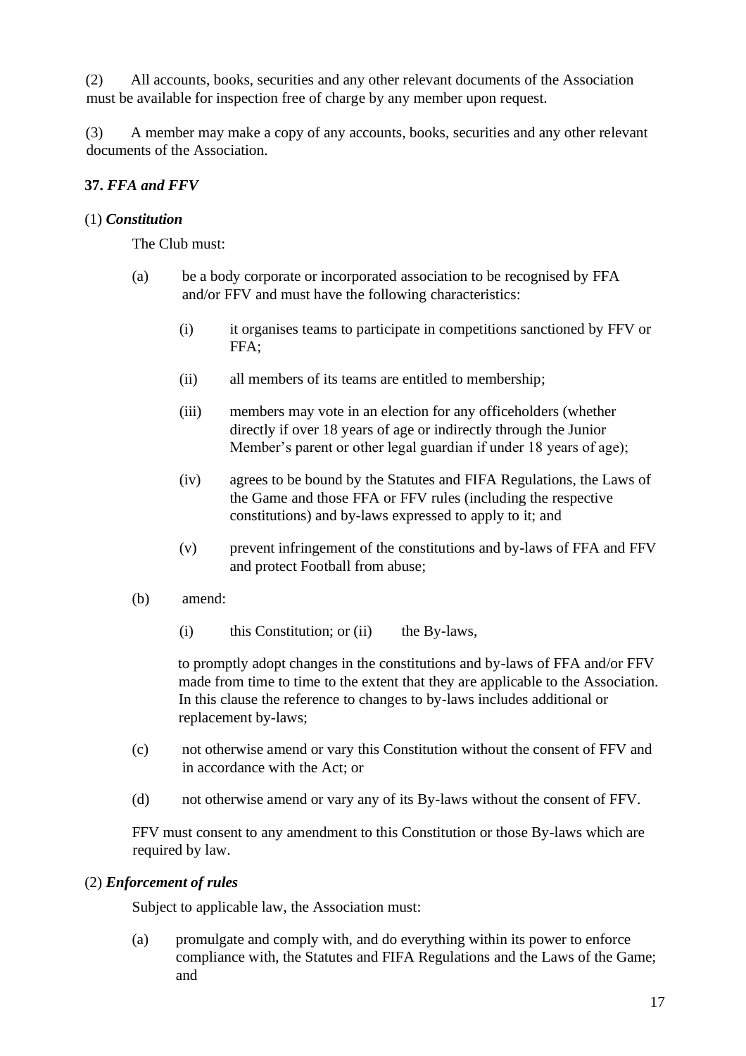(2) All accounts, books, securities and any other relevant documents of the Association must be available for inspection free of charge by any member upon request.

(3) A member may make a copy of any accounts, books, securities and any other relevant documents of the Association.

### 37. *FFA and FFV*

(1) ***Constitution***

The Club must:

(a) be a body corporate or incorporated association to be recognised by FFA and/or FFV and must have the following characteristics:

 (i) it organises teams to participate in competitions sanctioned by FFV or FFA;

 (ii) all members of its teams are entitled to membership;

 (iii) members may vote in an election for any officeholders (whether directly if over 18 years of age or indirectly through the Junior Member's parent or other legal guardian if under 18 years of age);

 (iv) agrees to be bound by the Statutes and FIFA Regulations, the Laws of the Game and those FFA or FFV rules (including the respective constitutions) and by-laws expressed to apply to it; and

 (v) prevent infringement of the constitutions and by-laws of FFA and FFV and protect Football from abuse;

(b) amend:

 (i) this Constitution; or (ii) the By-laws,

 to promptly adopt changes in the constitutions and by-laws of FFA and/or FFV made from time to time to the extent that they are applicable to the Association. In this clause the reference to changes to by-laws includes additional or replacement by-laws;

(c) not otherwise amend or vary this Constitution without the consent of FFV and in accordance with the Act; or

(d) not otherwise amend or vary any of its By-laws without the consent of FFV.

FFV must consent to any amendment to this Constitution or those By-laws which are required by law.

(2) ***Enforcement of rules***

Subject to applicable law, the Association must:

(a) promulgate and comply with, and do everything within its power to enforce compliance with, the Statutes and FIFA Regulations and the Laws of the Game; and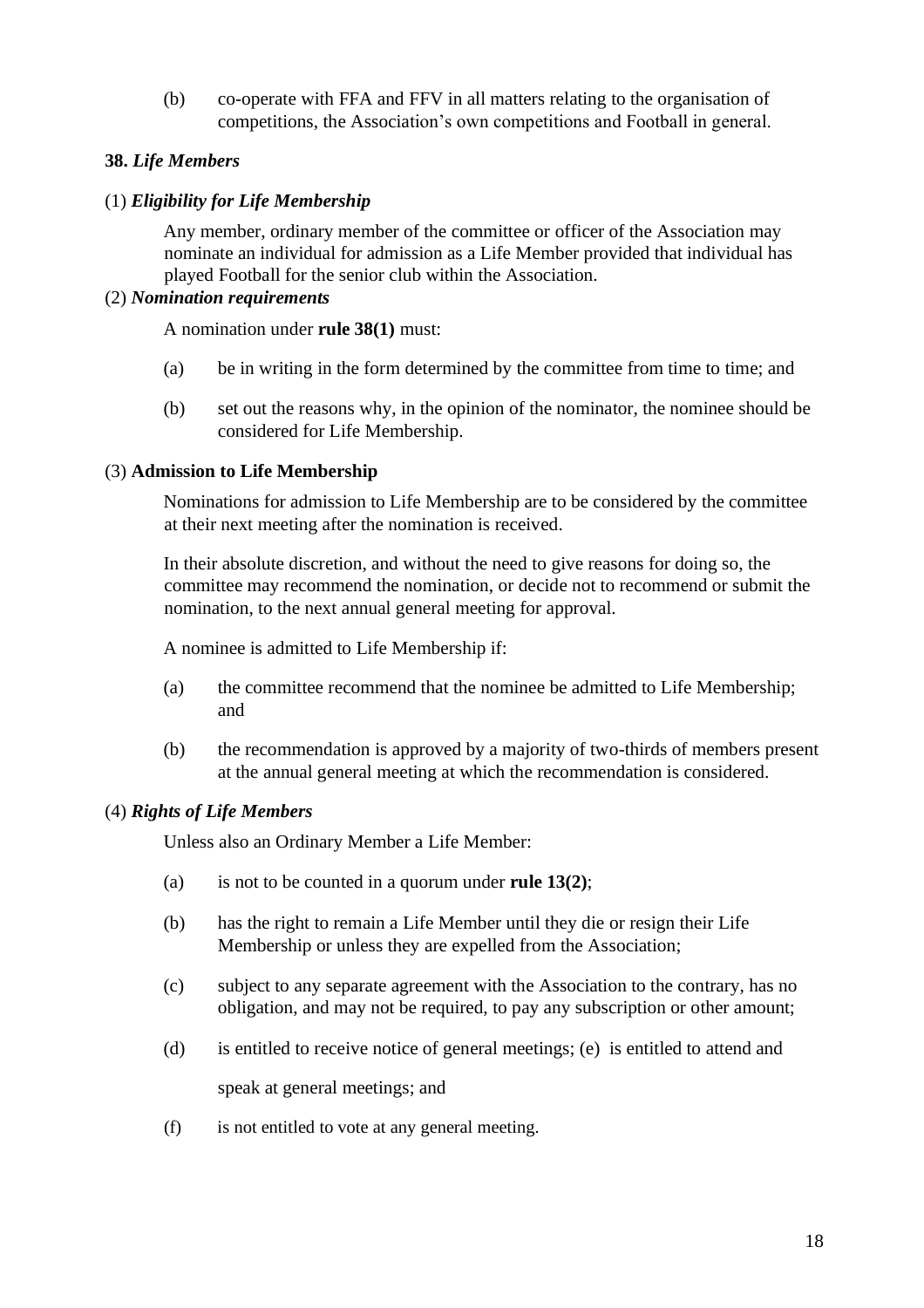(b) co-operate with FFA and FFV in all matters relating to the organisation of competitions, the Association's own competitions and Football in general.

### 38. *Life Members*

(1) ***Eligibility for Life Membership***

Any member, ordinary member of the committee or officer of the Association may nominate an individual for admission as a Life Member provided that individual has played Football for the senior club within the Association.

(2) ***Nomination requirements***

A nomination under **rule 38(1)** must:

(a) be in writing in the form determined by the committee from time to time; and

(b) set out the reasons why, in the opinion of the nominator, the nominee should be considered for Life Membership.

(3) **Admission to Life Membership**

Nominations for admission to Life Membership are to be considered by the committee at their next meeting after the nomination is received.

In their absolute discretion, and without the need to give reasons for doing so, the committee may recommend the nomination, or decide not to recommend or submit the nomination, to the next annual general meeting for approval.

A nominee is admitted to Life Membership if:

(a) the committee recommend that the nominee be admitted to Life Membership; and

(b) the recommendation is approved by a majority of two-thirds of members present at the annual general meeting at which the recommendation is considered.

(4) ***Rights of Life Members***

Unless also an Ordinary Member a Life Member:

(a) is not to be counted in a quorum under **rule 13(2)**;

(b) has the right to remain a Life Member until they die or resign their Life Membership or unless they are expelled from the Association;

(c) subject to any separate agreement with the Association to the contrary, has no obligation, and may not be required, to pay any subscription or other amount;

(d) is entitled to receive notice of general meetings; (e) is entitled to attend and speak at general meetings; and

(f) is not entitled to vote at any general meeting.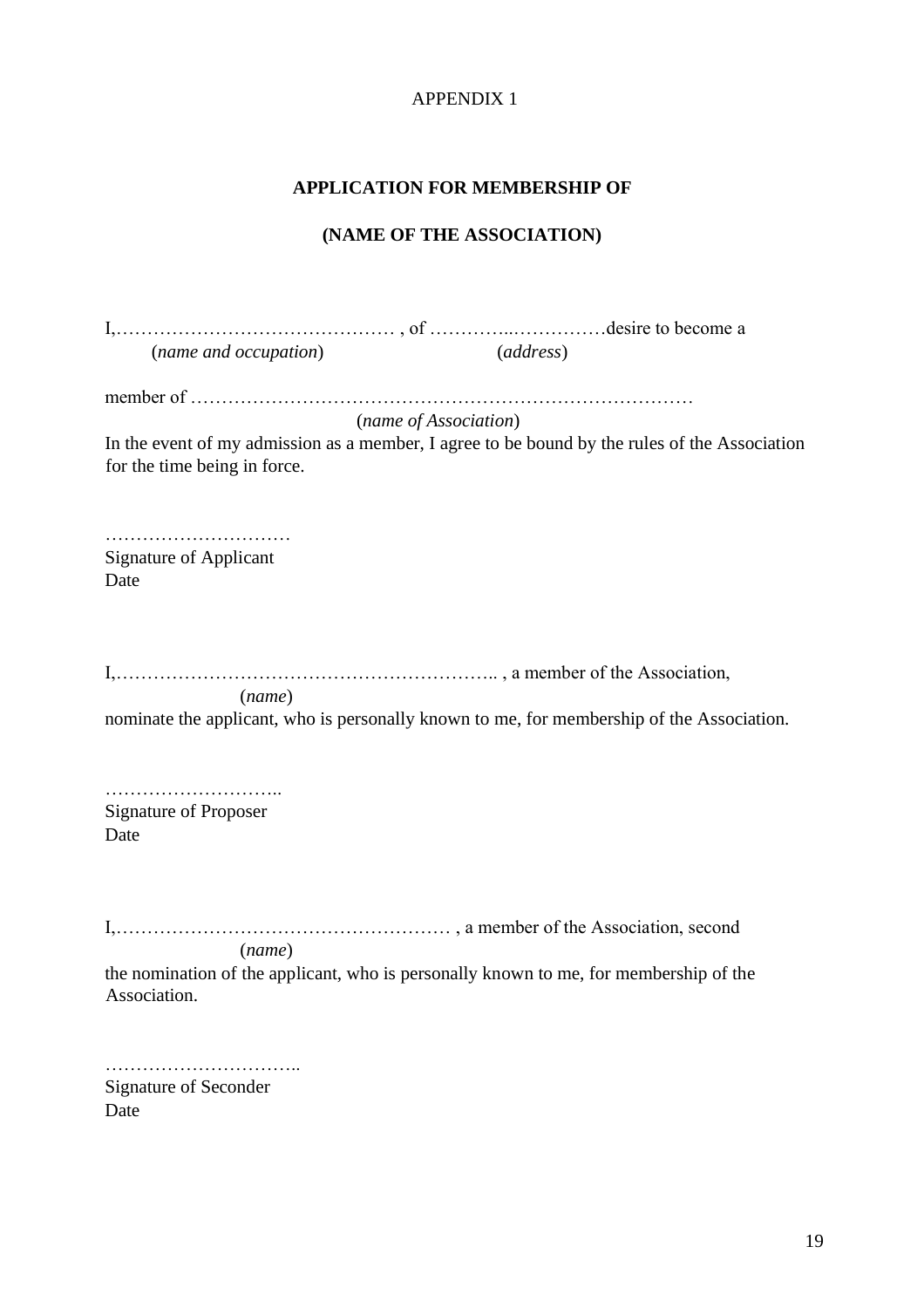APPENDIX 1

**APPLICATION FOR MEMBERSHIP OF**

**(NAME OF THE ASSOCIATION)**

I,……………………………………… , of …………..……………desire to become a
(*name and occupation*) (*address*)

member of ………………………………………………………………………
(*name of Association*)
In the event of my admission as a member, I agree to be bound by the rules of the Association for the time being in force.

…………………………
Signature of Applicant
Date

I,…………………………………………………….. , a member of the Association,
(*name*)
nominate the applicant, who is personally known to me, for membership of the Association.

………………………..
Signature of Proposer
Date

I,……………………………………………… , a member of the Association, second
(*name*)
the nomination of the applicant, who is personally known to me, for membership of the Association.

…………………………..
Signature of Seconder
Date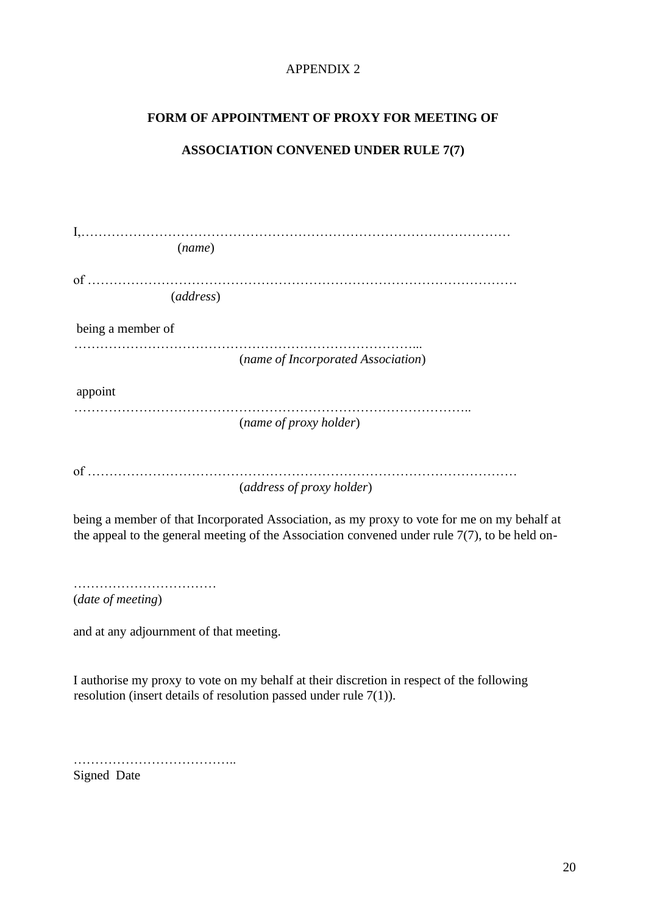APPENDIX 2

**FORM OF APPOINTMENT OF PROXY FOR MEETING OF**

**ASSOCIATION CONVENED UNDER RULE 7(7)**

I,…………………………………………………………………………………………
(*name*)

of ………………………………………………………………………………………
(*address*)

being a member of

…………………………………………………………………………...
(*name of Incorporated Association*)

appoint

………………………………………………………………………………….
(*name of proxy holder*)

of ………………………………………………………………………………………
(*address of proxy holder*)

being a member of that Incorporated Association, as my proxy to vote for me on my behalf at the appeal to the general meeting of the Association convened under rule 7(7), to be held on-

……………………………
(*date of meeting*)

and at any adjournment of that meeting.

I authorise my proxy to vote on my behalf at their discretion in respect of the following resolution (insert details of resolution passed under rule 7(1)).

………………………………..
Signed Date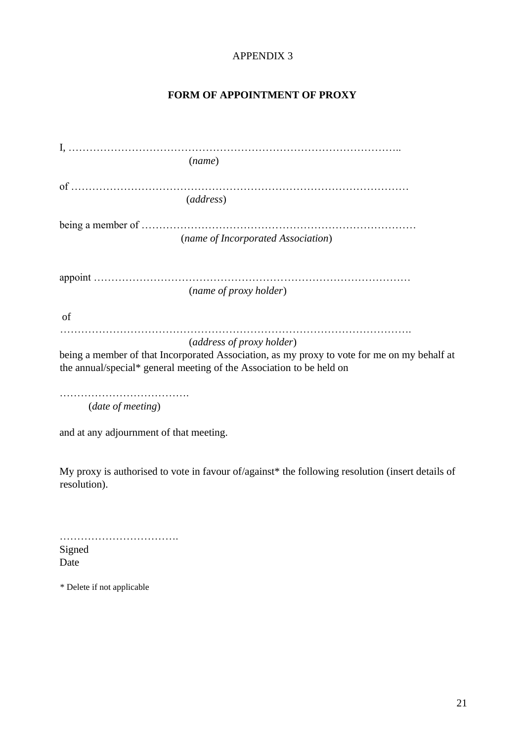APPENDIX 3

**FORM OF APPOINTMENT OF PROXY**

I, ……………………………………………………………………………………..
(*name*)

of …………………………………………………………………………………
(*address*)

being a member of ……………………………………………………………………
(*name of Incorporated Association*)

appoint ………………………………………………………………………………
(*name of proxy holder*)

of
……………………………………………………………………………………….
(*address of proxy holder*)
being a member of that Incorporated Association, as my proxy to vote for me on my behalf at the annual/special* general meeting of the Association to be held on

……………………………….
(*date of meeting*)

and at any adjournment of that meeting.

My proxy is authorised to vote in favour of/against* the following resolution (insert details of resolution).

…………………………….
Signed
Date

* Delete if not applicable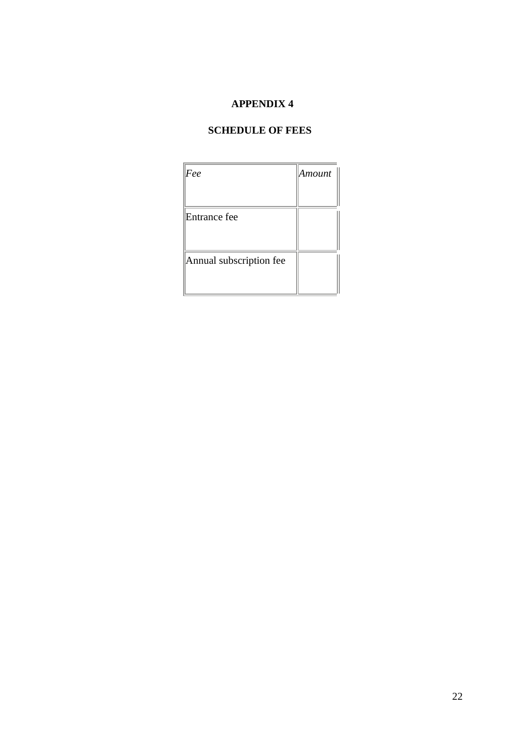# APPENDIX 4

## SCHEDULE OF FEES

| *Fee* | *Amount* |
| --- | --- |
| Entrance fee | |
| Annual subscription fee | |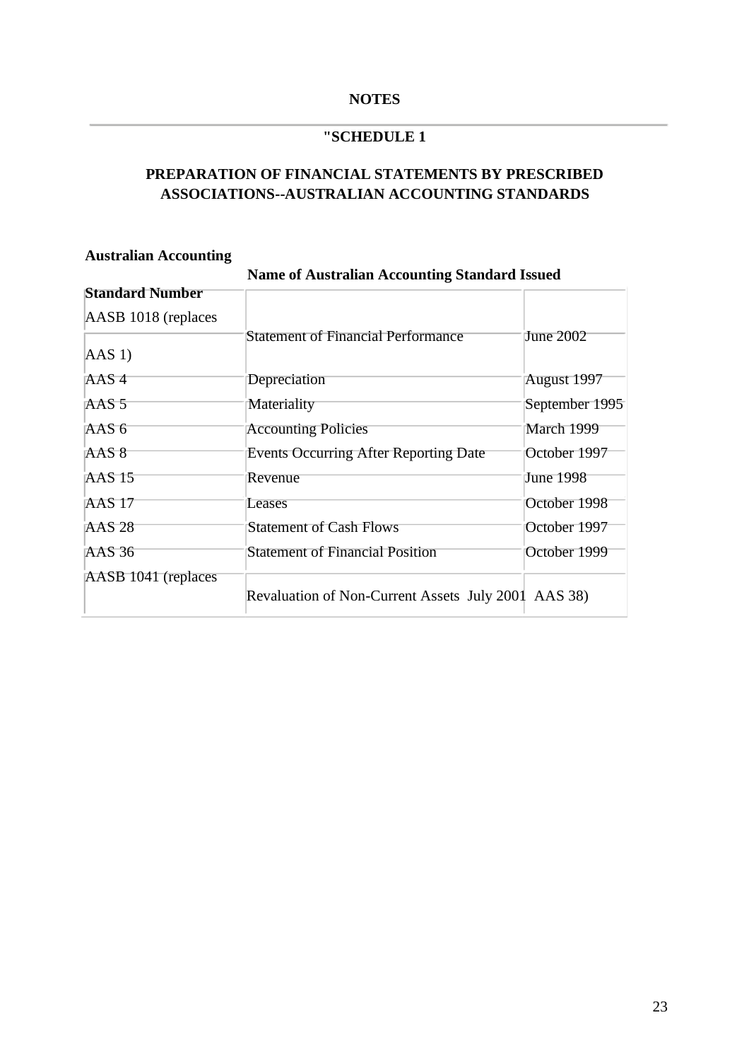**NOTES**

**"SCHEDULE 1**

**PREPARATION OF FINANCIAL STATEMENTS BY PRESCRIBED ASSOCIATIONS--AUSTRALIAN ACCOUNTING STANDARDS**

| **Australian Accounting Standard Number** | **Name of Australian Accounting Standard Issued** | |
|---|---|---|
| AASB 1018 (replaces AAS 1) | Statement of Financial Performance | June 2002 |
| AAS 4 | Depreciation | August 1997 |
| AAS 5 | Materiality | September 1995 |
| AAS 6 | Accounting Policies | March 1999 |
| AAS 8 | Events Occurring After Reporting Date | October 1997 |
| AAS 15 | Revenue | June 1998 |
| AAS 17 | Leases | October 1998 |
| AAS 28 | Statement of Cash Flows | October 1997 |
| AAS 36 | Statement of Financial Position | October 1999 |
| AASB 1041 (replaces AAS 38) | Revaluation of Non-Current Assets | July 2001 |